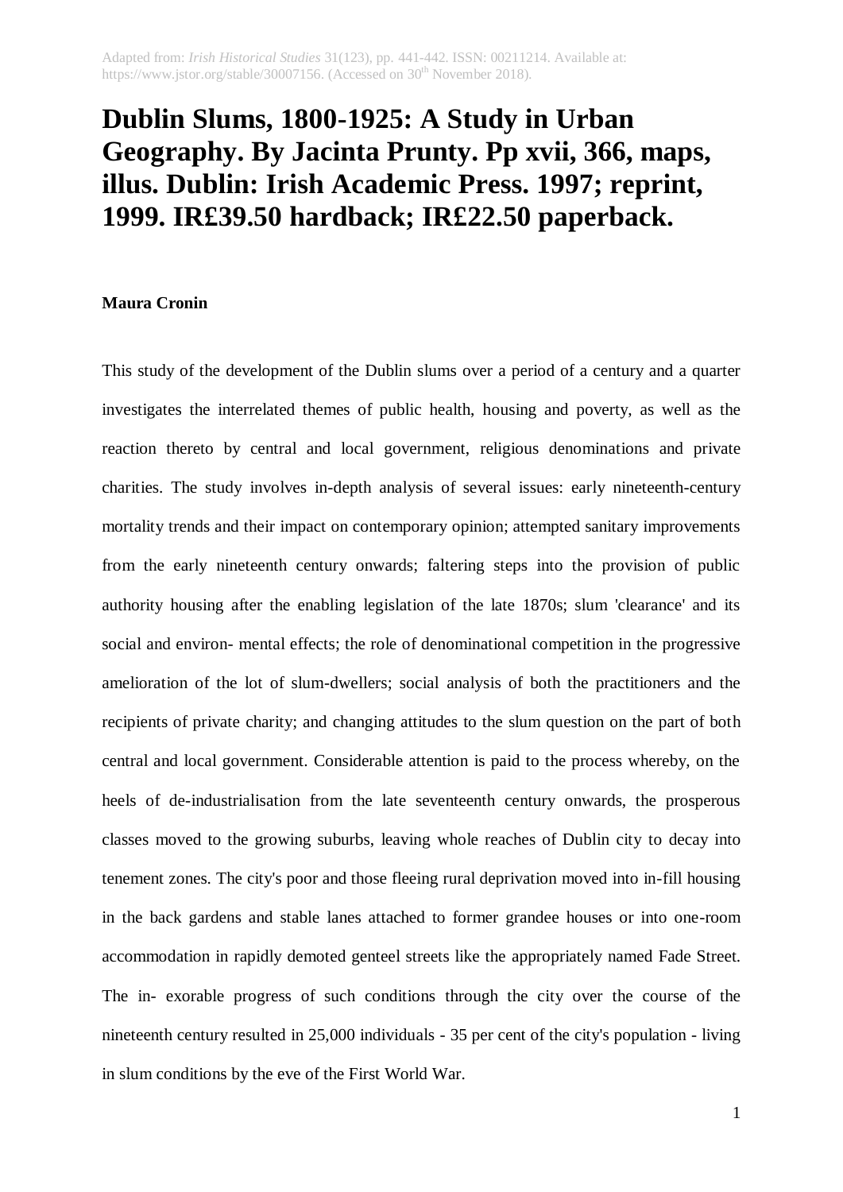Adapted from: *Irish Historical Studies* 31(123), pp. 441-442. ISSN: 00211214. Available at: https://www.jstor.org/stable/30007156. (Accessed on 30th November 2018).

# Dublin Slums, 1800-1925: A Study in Urban Geography. By Jacinta Prunty. Pp xvii, 366, maps, illus. Dublin: Irish Academic Press. 1997; reprint, 1999. IR£39.50 hardback; IR£22.50 paperback.

**Maura Cronin**

This study of the development of the Dublin slums over a period of a century and a quarter investigates the interrelated themes of public health, housing and poverty, as well as the reaction thereto by central and local government, religious denominations and private charities. The study involves in-depth analysis of several issues: early nineteenth-century mortality trends and their impact on contemporary opinion; attempted sanitary improvements from the early nineteenth century onwards; faltering steps into the provision of public authority housing after the enabling legislation of the late 1870s; slum 'clearance' and its social and environ- mental effects; the role of denominational competition in the progressive amelioration of the lot of slum-dwellers; social analysis of both the practitioners and the recipients of private charity; and changing attitudes to the slum question on the part of both central and local government. Considerable attention is paid to the process whereby, on the heels of de-industrialisation from the late seventeenth century onwards, the prosperous classes moved to the growing suburbs, leaving whole reaches of Dublin city to decay into tenement zones. The city's poor and those fleeing rural deprivation moved into in-fill housing in the back gardens and stable lanes attached to former grandee houses or into one-room accommodation in rapidly demoted genteel streets like the appropriately named Fade Street. The in- exorable progress of such conditions through the city over the course of the nineteenth century resulted in 25,000 individuals - 35 per cent of the city's population - living in slum conditions by the eve of the First World War.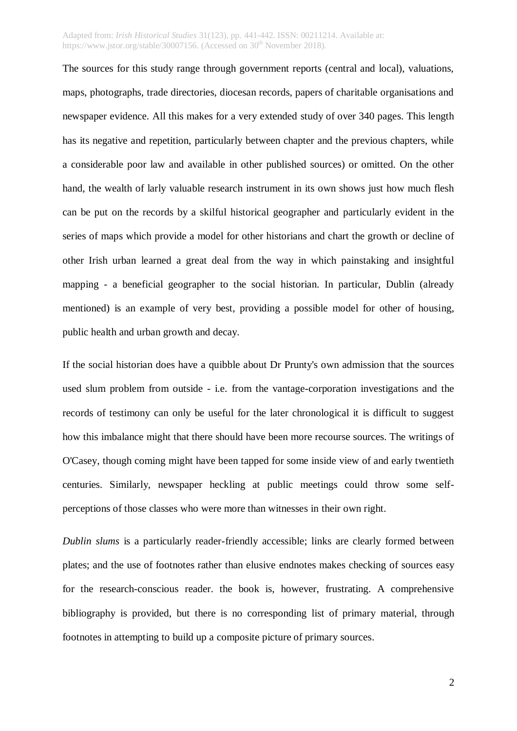Adapted from: *Irish Historical Studies* 31(123), pp. 441-442. ISSN: 00211214. Available at: https://www.jstor.org/stable/30007156. (Accessed on 30th November 2018).

The sources for this study range through government reports (central and local), valuations, maps, photographs, trade directories, diocesan records, papers of charitable organisations and newspaper evidence. All this makes for a very extended study of over 340 pages. This length has its negative and repetition, particularly between chapter and the previous chapters, while a considerable poor law and available in other published sources) or omitted. On the other hand, the wealth of larly valuable research instrument in its own shows just how much flesh can be put on the records by a skilful historical geographer and particularly evident in the series of maps which provide a model for other historians and chart the growth or decline of other Irish urban learned a great deal from the way in which painstaking and insightful mapping - a beneficial geographer to the social historian. In particular, Dublin (already mentioned) is an example of very best, providing a possible model for other of housing, public health and urban growth and decay.

If the social historian does have a quibble about Dr Prunty's own admission that the sources used slum problem from outside - i.e. from the vantage-corporation investigations and the records of testimony can only be useful for the later chronological it is difficult to suggest how this imbalance might that there should have been more recourse sources. The writings of O'Casey, though coming might have been tapped for some inside view of and early twentieth centuries. Similarly, newspaper heckling at public meetings could throw some self-perceptions of those classes who were more than witnesses in their own right.

*Dublin slums* is a particularly reader-friendly accessible; links are clearly formed between plates; and the use of footnotes rather than elusive endnotes makes checking of sources easy for the research-conscious reader. the book is, however, frustrating. A comprehensive bibliography is provided, but there is no corresponding list of primary material, through footnotes in attempting to build up a composite picture of primary sources.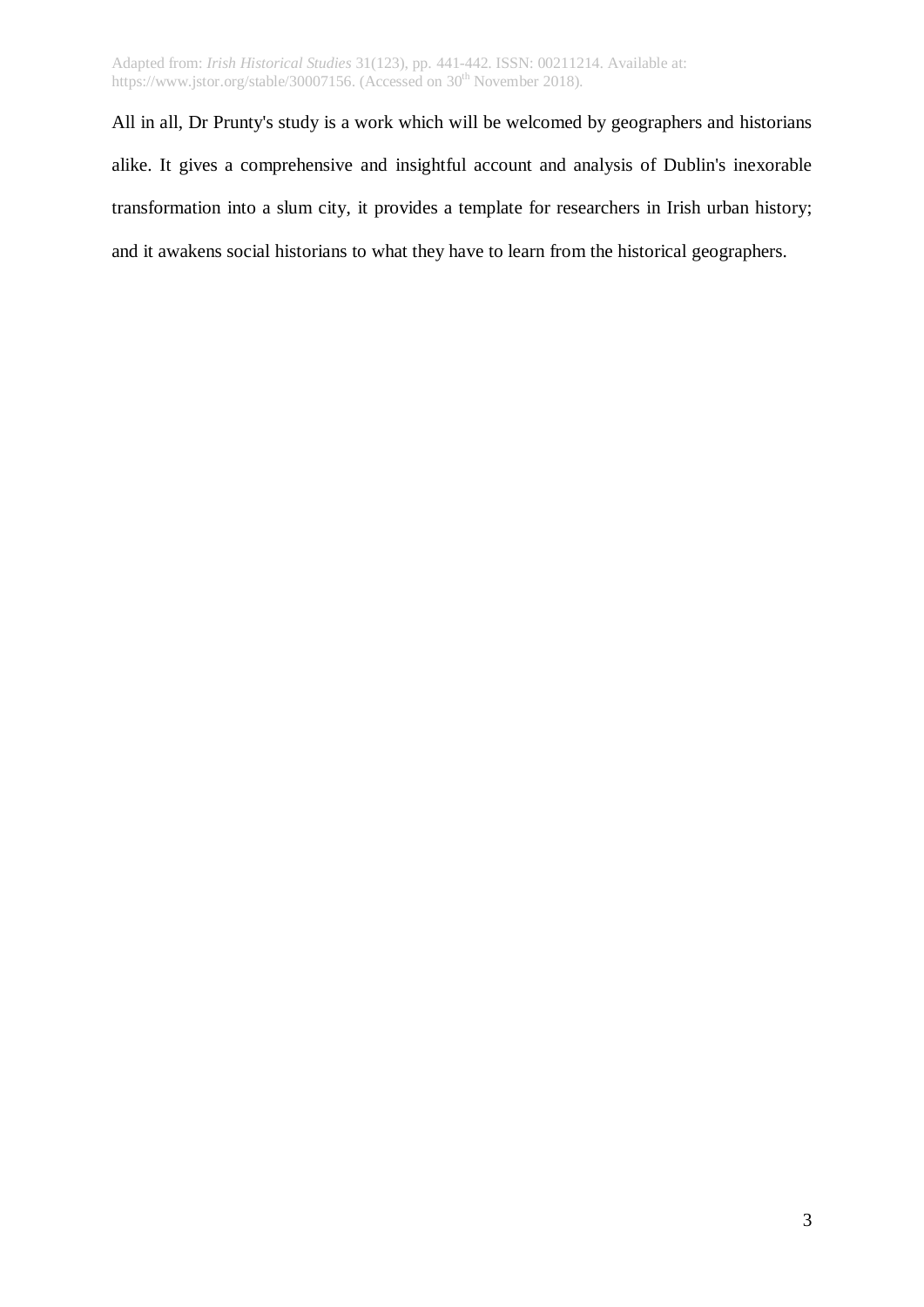All in all, Dr Prunty's study is a work which will be welcomed by geographers and historians alike. It gives a comprehensive and insightful account and analysis of Dublin's inexorable transformation into a slum city, it provides a template for researchers in Irish urban history; and it awakens social historians to what they have to learn from the historical geographers.